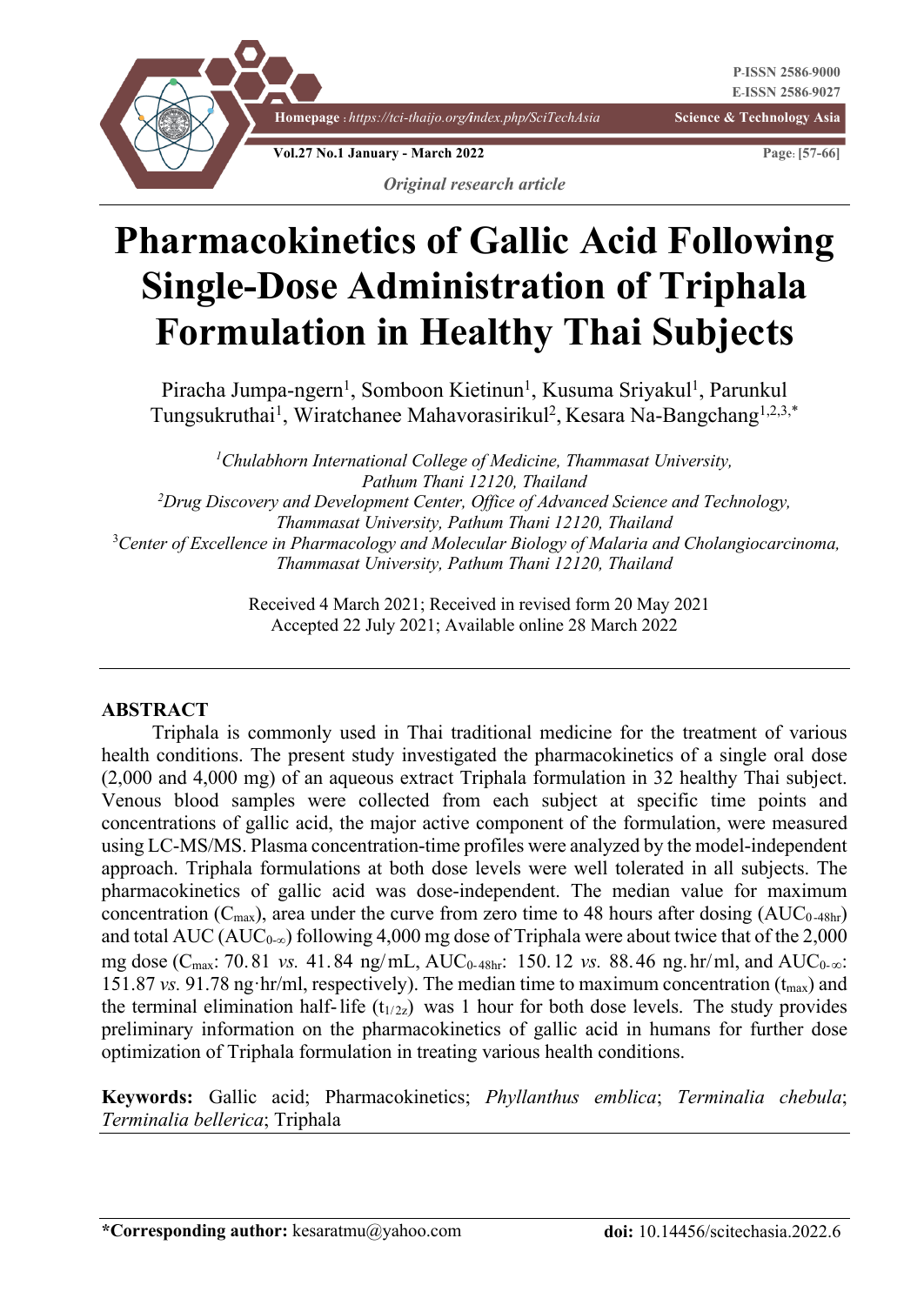*Original research article*

# Pharmacokinetics of Gallic Acid Following Single-Dose Administration of Triphala Formulation in Healthy Thai Subjects

Piracha Jumpa-ngern[1], Somboon Kietinun[1], Kusuma Sriyakul[1], Parunkul Tungsukruthai[1], Wiratchanee Mahavorasirikul[2], Kesara Na-Bangchang[1,2,3,*]

[1]*Chulabhorn International College of Medicine, Thammasat University, Pathum Thani 12120, Thailand*
[2]*Drug Discovery and Development Center, Office of Advanced Science and Technology, Thammasat University, Pathum Thani 12120, Thailand*
[3]*Center of Excellence in Pharmacology and Molecular Biology of Malaria and Cholangiocarcinoma, Thammasat University, Pathum Thani 12120, Thailand*

Received 4 March 2021; Received in revised form 20 May 2021
Accepted 22 July 2021; Available online 28 March 2022

## ABSTRACT

Triphala is commonly used in Thai traditional medicine for the treatment of various health conditions. The present study investigated the pharmacokinetics of a single oral dose (2,000 and 4,000 mg) of an aqueous extract Triphala formulation in 32 healthy Thai subject. Venous blood samples were collected from each subject at specific time points and concentrations of gallic acid, the major active component of the formulation, were measured using LC-MS/MS. Plasma concentration-time profiles were analyzed by the model-independent approach. Triphala formulations at both dose levels were well tolerated in all subjects. The pharmacokinetics of gallic acid was dose-independent. The median value for maximum concentration ($C_{max}$), area under the curve from zero time to 48 hours after dosing ($AUC_{0\text{-}48hr}$) and total AUC ($AUC_{0\text{-}\infty}$) following 4,000 mg dose of Triphala were about twice that of the 2,000 mg dose ($C_{max}$: 70.81 *vs.* 41.84 ng/mL, $AUC_{0\text{-}48hr}$: 150.12 *vs.* 88.46 ng.hr/ml, and $AUC_{0\text{-}\infty}$: 151.87 *vs.* 91.78 ng·hr/ml, respectively). The median time to maximum concentration ($t_{max}$) and the terminal elimination half-life ($t_{1/2z}$) was 1 hour for both dose levels. The study provides preliminary information on the pharmacokinetics of gallic acid in humans for further dose optimization of Triphala formulation in treating various health conditions.

**Keywords:** Gallic acid; Pharmacokinetics; *Phyllanthus emblica*; *Terminalia chebula*; *Terminalia bellerica*; Triphala

**\*Corresponding author:** kesaratmu@yahoo.com

**doi:** 10.14456/scitechasia.2022.6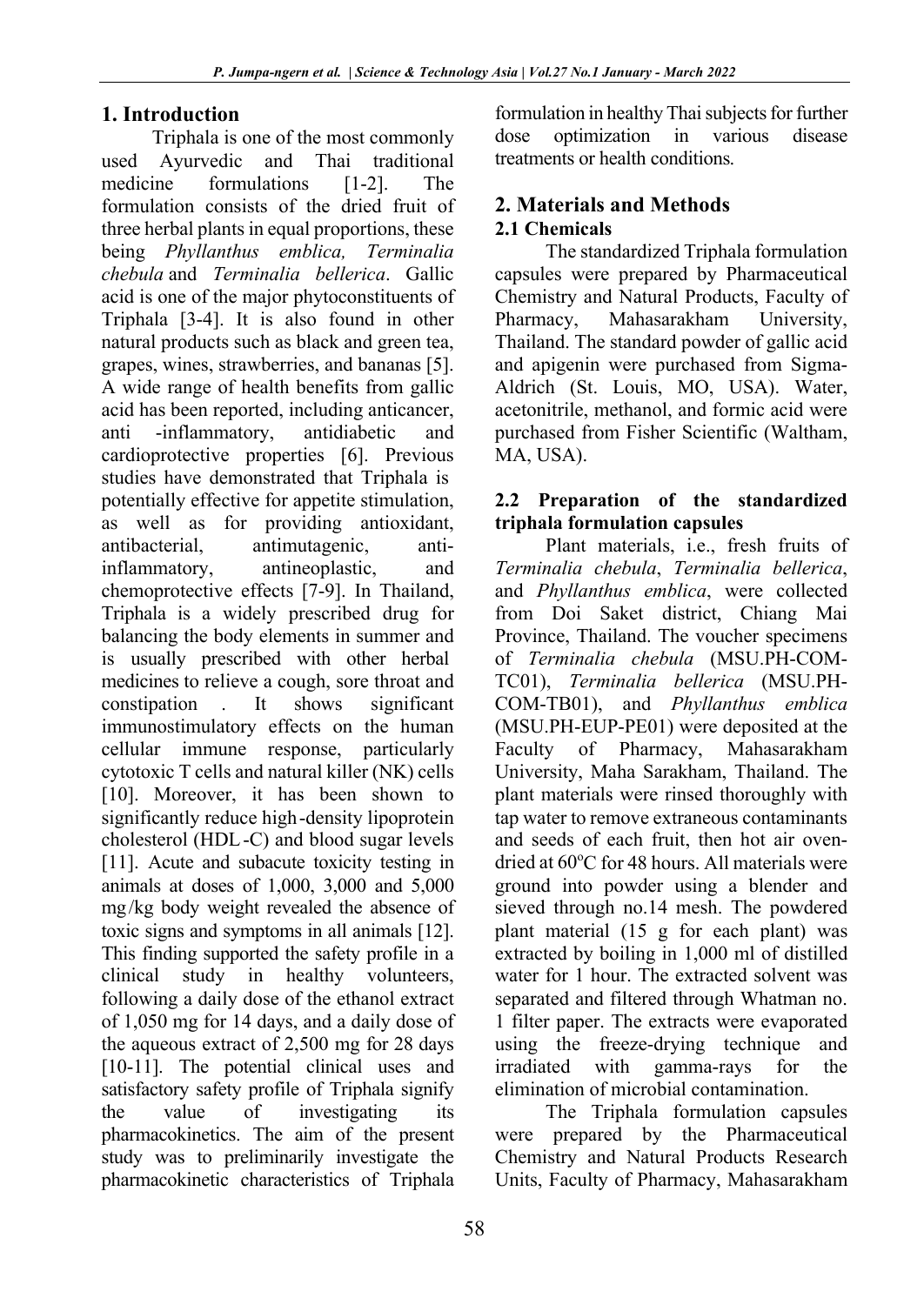## 1. Introduction

Triphala is one of the most commonly used Ayurvedic and Thai traditional medicine formulations [1-2]. The formulation consists of the dried fruit of three herbal plants in equal proportions, these being *Phyllanthus emblica, Terminalia chebula* and *Terminalia bellerica*. Gallic acid is one of the major phytoconstituents of Triphala [3-4]. It is also found in other natural products such as black and green tea, grapes, wines, strawberries, and bananas [5]. A wide range of health benefits from gallic acid has been reported, including anticancer, anti -inflammatory, antidiabetic and cardioprotective properties [6]. Previous studies have demonstrated that Triphala is potentially effective for appetite stimulation, as well as for providing antioxidant, antibacterial, antimutagenic, anti-inflammatory, antineoplastic, and chemoprotective effects [7-9]. In Thailand, Triphala is a widely prescribed drug for balancing the body elements in summer and is usually prescribed with other herbal medicines to relieve a cough, sore throat and constipation . It shows significant immunostimulatory effects on the human cellular immune response, particularly cytotoxic T cells and natural killer (NK) cells [10]. Moreover, it has been shown to significantly reduce high-density lipoprotein cholesterol (HDL-C) and blood sugar levels [11]. Acute and subacute toxicity testing in animals at doses of 1,000, 3,000 and 5,000 mg/kg body weight revealed the absence of toxic signs and symptoms in all animals [12]. This finding supported the safety profile in a clinical study in healthy volunteers, following a daily dose of the ethanol extract of 1,050 mg for 14 days, and a daily dose of the aqueous extract of 2,500 mg for 28 days [10-11]. The potential clinical uses and satisfactory safety profile of Triphala signify the value of investigating its pharmacokinetics. The aim of the present study was to preliminarily investigate the pharmacokinetic characteristics of Triphala formulation in healthy Thai subjects for further dose optimization in various disease treatments or health conditions.

## 2. Materials and Methods

### 2.1 Chemicals

The standardized Triphala formulation capsules were prepared by Pharmaceutical Chemistry and Natural Products, Faculty of Pharmacy, Mahasarakham University, Thailand. The standard powder of gallic acid and apigenin were purchased from Sigma-Aldrich (St. Louis, MO, USA). Water, acetonitrile, methanol, and formic acid were purchased from Fisher Scientific (Waltham, MA, USA).

### 2.2 Preparation of the standardized triphala formulation capsules

Plant materials, i.e., fresh fruits of *Terminalia chebula*, *Terminalia bellerica*, and *Phyllanthus emblica*, were collected from Doi Saket district, Chiang Mai Province, Thailand. The voucher specimens of *Terminalia chebula* (MSU.PH-COM-TC01), *Terminalia bellerica* (MSU.PH-COM-TB01), and *Phyllanthus emblica* (MSU.PH-EUP-PE01) were deposited at the Faculty of Pharmacy, Mahasarakham University, Maha Sarakham, Thailand. The plant materials were rinsed thoroughly with tap water to remove extraneous contaminants and seeds of each fruit, then hot air oven-dried at 60°C for 48 hours. All materials were ground into powder using a blender and sieved through no.14 mesh. The powdered plant material (15 g for each plant) was extracted by boiling in 1,000 ml of distilled water for 1 hour. The extracted solvent was separated and filtered through Whatman no. 1 filter paper. The extracts were evaporated using the freeze-drying technique and irradiated with gamma-rays for the elimination of microbial contamination.

The Triphala formulation capsules were prepared by the Pharmaceutical Chemistry and Natural Products Research Units, Faculty of Pharmacy, Mahasarakham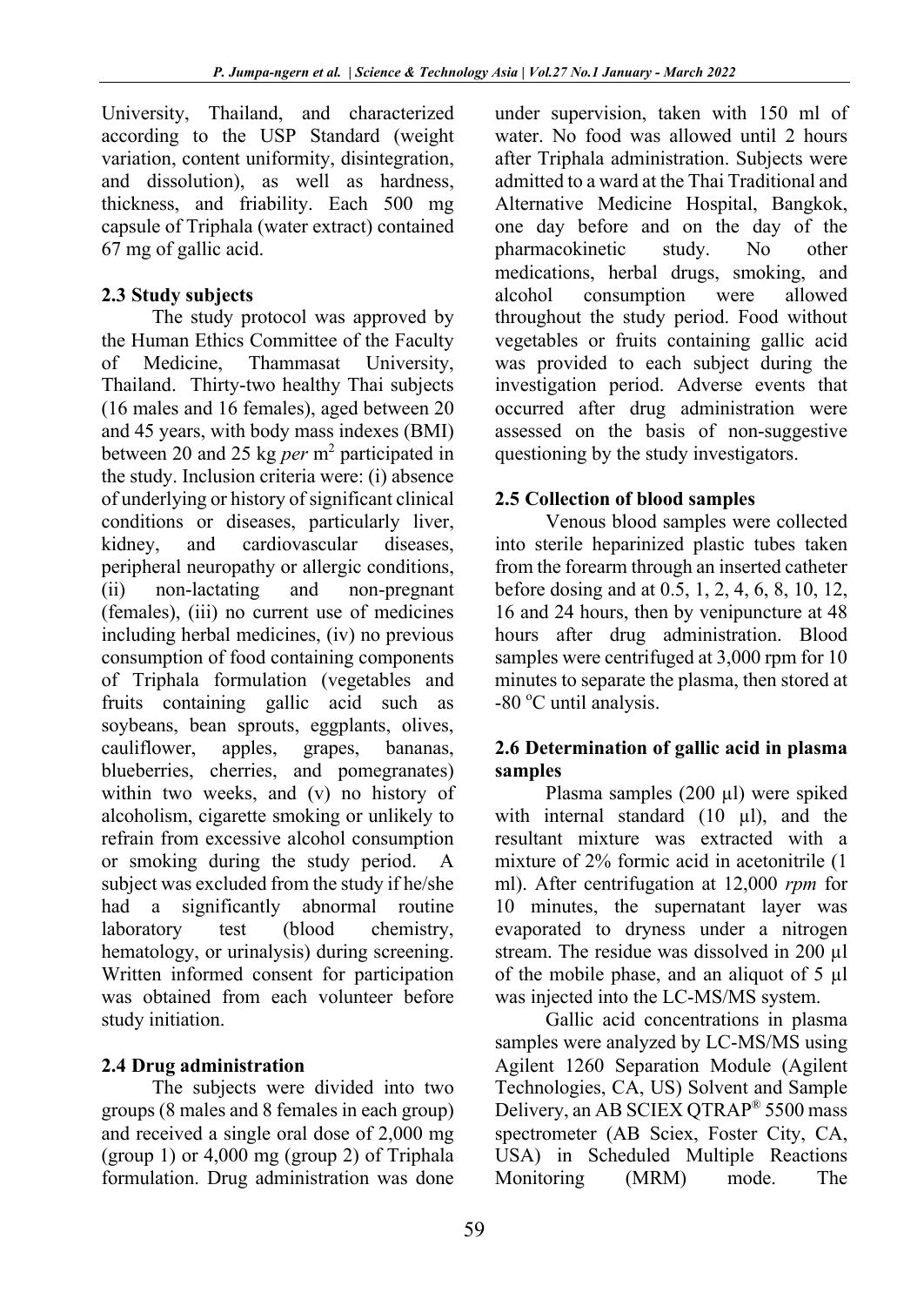University, Thailand, and characterized according to the USP Standard (weight variation, content uniformity, disintegration, and dissolution), as well as hardness, thickness, and friability. Each 500 mg capsule of Triphala (water extract) contained 67 mg of gallic acid.

### 2.3 Study subjects

The study protocol was approved by the Human Ethics Committee of the Faculty of Medicine, Thammasat University, Thailand. Thirty-two healthy Thai subjects (16 males and 16 females), aged between 20 and 45 years, with body mass indexes (BMI) between 20 and 25 kg *per* $m^2$ participated in the study. Inclusion criteria were: (i) absence of underlying or history of significant clinical conditions or diseases, particularly liver, kidney, and cardiovascular diseases, peripheral neuropathy or allergic conditions, (ii) non-lactating and non-pregnant (females), (iii) no current use of medicines including herbal medicines, (iv) no previous consumption of food containing components of Triphala formulation (vegetables and fruits containing gallic acid such as soybeans, bean sprouts, eggplants, olives, cauliflower, apples, grapes, bananas, blueberries, cherries, and pomegranates) within two weeks, and (v) no history of alcoholism, cigarette smoking or unlikely to refrain from excessive alcohol consumption or smoking during the study period. A subject was excluded from the study if he/she had a significantly abnormal routine laboratory test (blood chemistry, hematology, or urinalysis) during screening. Written informed consent for participation was obtained from each volunteer before study initiation.

### 2.4 Drug administration

The subjects were divided into two groups (8 males and 8 females in each group) and received a single oral dose of 2,000 mg (group 1) or 4,000 mg (group 2) of Triphala formulation. Drug administration was done under supervision, taken with 150 ml of water. No food was allowed until 2 hours after Triphala administration. Subjects were admitted to a ward at the Thai Traditional and Alternative Medicine Hospital, Bangkok, one day before and on the day of the pharmacokinetic study. No other medications, herbal drugs, smoking, and alcohol consumption were allowed throughout the study period. Food without vegetables or fruits containing gallic acid was provided to each subject during the investigation period. Adverse events that occurred after drug administration were assessed on the basis of non-suggestive questioning by the study investigators.

### 2.5 Collection of blood samples

Venous blood samples were collected into sterile heparinized plastic tubes taken from the forearm through an inserted catheter before dosing and at 0.5, 1, 2, 4, 6, 8, 10, 12, 16 and 24 hours, then by venipuncture at 48 hours after drug administration. Blood samples were centrifuged at 3,000 rpm for 10 minutes to separate the plasma, then stored at -80 °C until analysis.

### 2.6 Determination of gallic acid in plasma samples

Plasma samples (200 µl) were spiked with internal standard (10 µl), and the resultant mixture was extracted with a mixture of 2% formic acid in acetonitrile (1 ml). After centrifugation at 12,000 *rpm* for 10 minutes, the supernatant layer was evaporated to dryness under a nitrogen stream. The residue was dissolved in 200 µl of the mobile phase, and an aliquot of 5 µl was injected into the LC-MS/MS system.

Gallic acid concentrations in plasma samples were analyzed by LC-MS/MS using Agilent 1260 Separation Module (Agilent Technologies, CA, US) Solvent and Sample Delivery, an AB SCIEX QTRAP® 5500 mass spectrometer (AB Sciex, Foster City, CA, USA) in Scheduled Multiple Reactions Monitoring (MRM) mode. The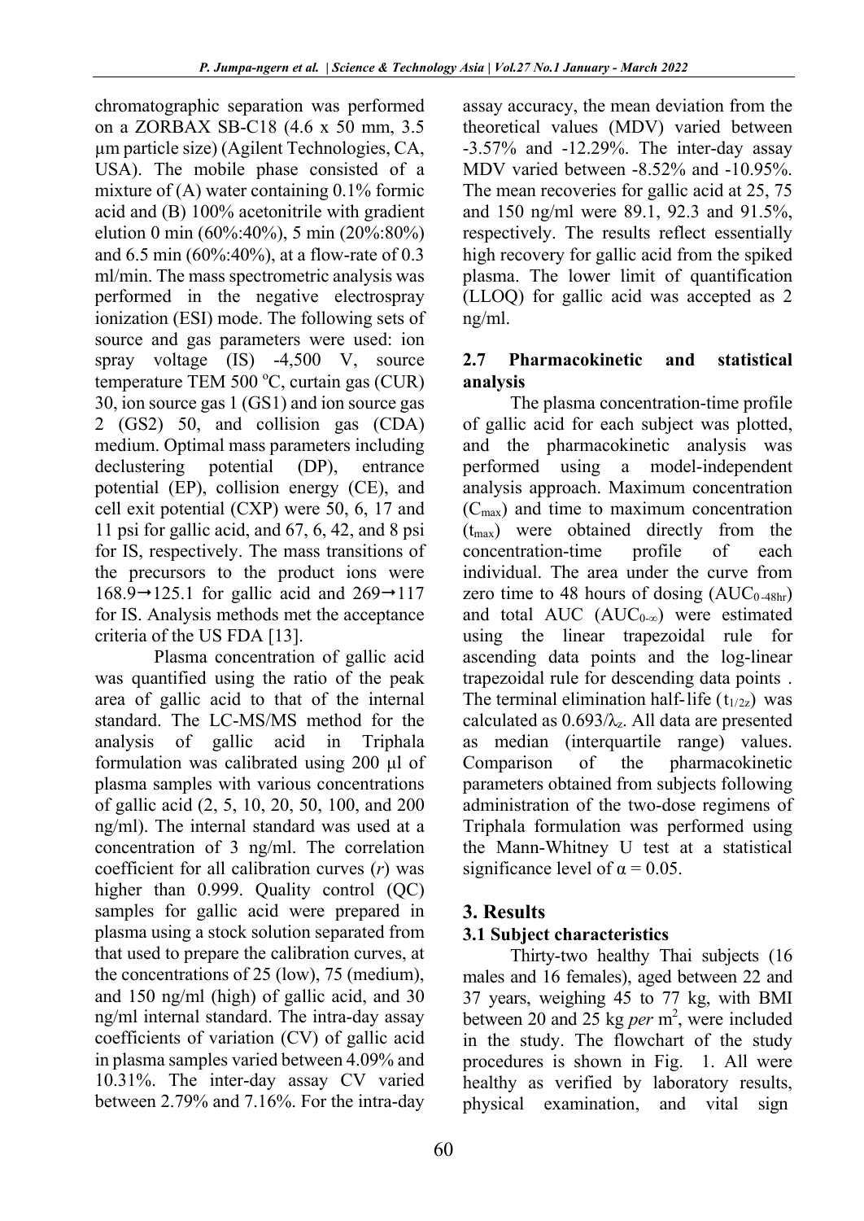chromatographic separation was performed on a ZORBAX SB-C18 (4.6 x 50 mm, 3.5 µm particle size) (Agilent Technologies, CA, USA). The mobile phase consisted of a mixture of (A) water containing 0.1% formic acid and (B) 100% acetonitrile with gradient elution 0 min (60%:40%), 5 min (20%:80%) and 6.5 min (60%:40%), at a flow-rate of 0.3 ml/min. The mass spectrometric analysis was performed in the negative electrospray ionization (ESI) mode. The following sets of source and gas parameters were used: ion spray voltage (IS) -4,500 V, source temperature TEM 500 °C, curtain gas (CUR) 30, ion source gas 1 (GS1) and ion source gas 2 (GS2) 50, and collision gas (CDA) medium. Optimal mass parameters including declustering potential (DP), entrance potential (EP), collision energy (CE), and cell exit potential (CXP) were 50, 6, 17 and 11 psi for gallic acid, and 67, 6, 42, and 8 psi for IS, respectively. The mass transitions of the precursors to the product ions were 168.9→125.1 for gallic acid and 269→117 for IS. Analysis methods met the acceptance criteria of the US FDA [13].

Plasma concentration of gallic acid was quantified using the ratio of the peak area of gallic acid to that of the internal standard. The LC-MS/MS method for the analysis of gallic acid in Triphala formulation was calibrated using 200 µl of plasma samples with various concentrations of gallic acid (2, 5, 10, 20, 50, 100, and 200 ng/ml). The internal standard was used at a concentration of 3 ng/ml. The correlation coefficient for all calibration curves (*r*) was higher than 0.999. Quality control (QC) samples for gallic acid were prepared in plasma using a stock solution separated from that used to prepare the calibration curves, at the concentrations of 25 (low), 75 (medium), and 150 ng/ml (high) of gallic acid, and 30 ng/ml internal standard. The intra-day assay coefficients of variation (CV) of gallic acid in plasma samples varied between 4.09% and 10.31%. The inter-day assay CV varied between 2.79% and 7.16%. For the intra-day assay accuracy, the mean deviation from the theoretical values (MDV) varied between -3.57% and -12.29%. The inter-day assay MDV varied between -8.52% and -10.95%. The mean recoveries for gallic acid at 25, 75 and 150 ng/ml were 89.1, 92.3 and 91.5%, respectively. The results reflect essentially high recovery for gallic acid from the spiked plasma. The lower limit of quantification (LLOQ) for gallic acid was accepted as 2 ng/ml.

### 2.7 Pharmacokinetic and statistical analysis

The plasma concentration-time profile of gallic acid for each subject was plotted, and the pharmacokinetic analysis was performed using a model-independent analysis approach. Maximum concentration ($C_{max}$) and time to maximum concentration ($t_{max}$) were obtained directly from the concentration-time profile of each individual. The area under the curve from zero time to 48 hours of dosing ($AUC_{0\text{-}48hr}$) and total AUC ($AUC_{0\text{-}\infty}$) were estimated using the linear trapezoidal rule for ascending data points and the log-linear trapezoidal rule for descending data points . The terminal elimination half-life ($t_{1/2z}$) was calculated as $0.693/\lambda_z$. All data are presented as median (interquartile range) values. Comparison of the pharmacokinetic parameters obtained from subjects following administration of the two-dose regimens of Triphala formulation was performed using the Mann-Whitney U test at a statistical significance level of $\alpha = 0.05$.

## 3. Results

### 3.1 Subject characteristics

Thirty-two healthy Thai subjects (16 males and 16 females), aged between 22 and 37 years, weighing 45 to 77 kg, with BMI between 20 and 25 kg *per* m$^2$, were included in the study. The flowchart of the study procedures is shown in Fig. 1. All were healthy as verified by laboratory results, physical examination, and vital sign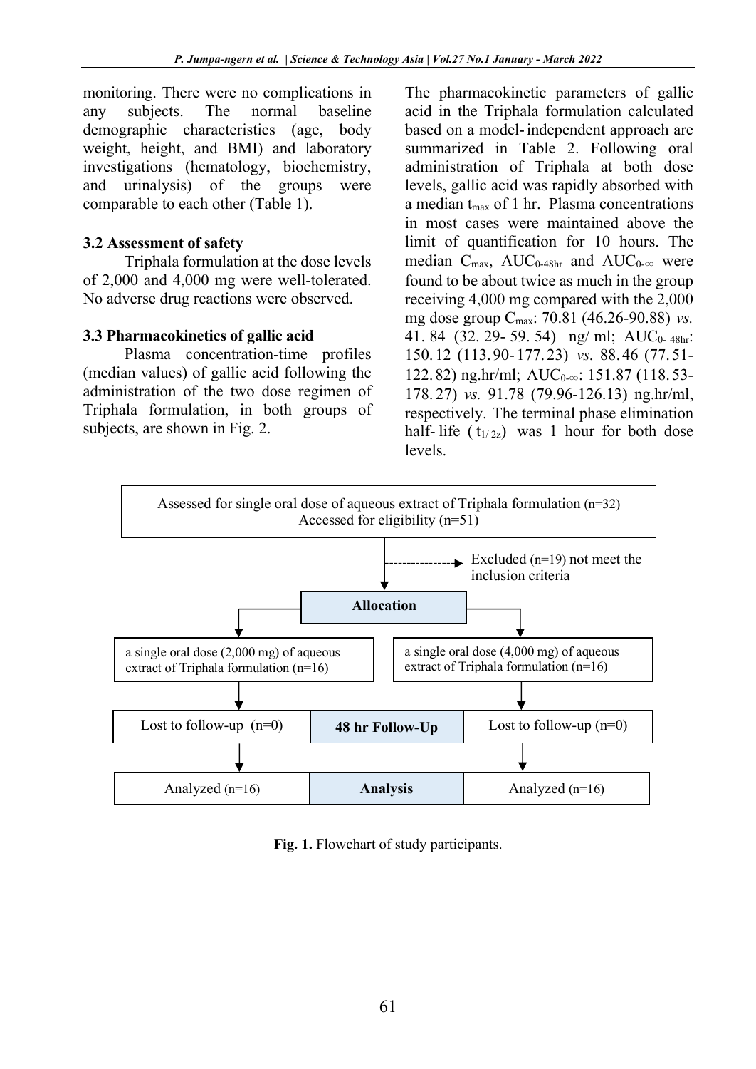monitoring. There were no complications in any subjects. The normal baseline demographic characteristics (age, body weight, height, and BMI) and laboratory investigations (hematology, biochemistry, and urinalysis) of the groups were comparable to each other (Table 1).

### 3.2 Assessment of safety

Triphala formulation at the dose levels of 2,000 and 4,000 mg were well-tolerated. No adverse drug reactions were observed.

### 3.3 Pharmacokinetics of gallic acid

Plasma concentration-time profiles (median values) of gallic acid following the administration of the two dose regimen of Triphala formulation, in both groups of subjects, are shown in Fig. 2.

The pharmacokinetic parameters of gallic acid in the Triphala formulation calculated based on a model-independent approach are summarized in Table 2. Following oral administration of Triphala at both dose levels, gallic acid was rapidly absorbed with a median $t_{max}$ of 1 hr. Plasma concentrations in most cases were maintained above the limit of quantification for 10 hours. The median $C_{max}$, $AUC_{0\text{-}48hr}$ and $AUC_{0\text{-}\infty}$ were found to be about twice as much in the group receiving 4,000 mg compared with the 2,000 mg dose group $C_{max}$: 70.81 (46.26-90.88) *vs.* 41.84 (32.29-59.54) ng/ml; $AUC_{0\text{-}48hr}$: 150.12 (113.90-177.23) *vs.* 88.46 (77.51-122.82) ng.hr/ml; $AUC_{0\text{-}\infty}$: 151.87 (118.53-178.27) *vs.* 91.78 (79.96-126.13) ng.hr/ml, respectively. The terminal phase elimination half-life ($t_{1/2z}$) was 1 hour for both dose levels.

Assessed for single oral dose of aqueous extract of Triphala formulation (n=32)
Accessed for eligibility (n=51)

→ Excluded (n=19) not meet the inclusion criteria

**Allocation**

| a single oral dose (2,000 mg) of aqueous extract of Triphala formulation (n=16) | | a single oral dose (4,000 mg) of aqueous extract of Triphala formulation (n=16) |
|---|---|---|
| Lost to follow-up (n=0) | **48 hr Follow-Up** | Lost to follow-up (n=0) |
| Analyzed (n=16) | **Analysis** | Analyzed (n=16) |

**Fig. 1.** Flowchart of study participants.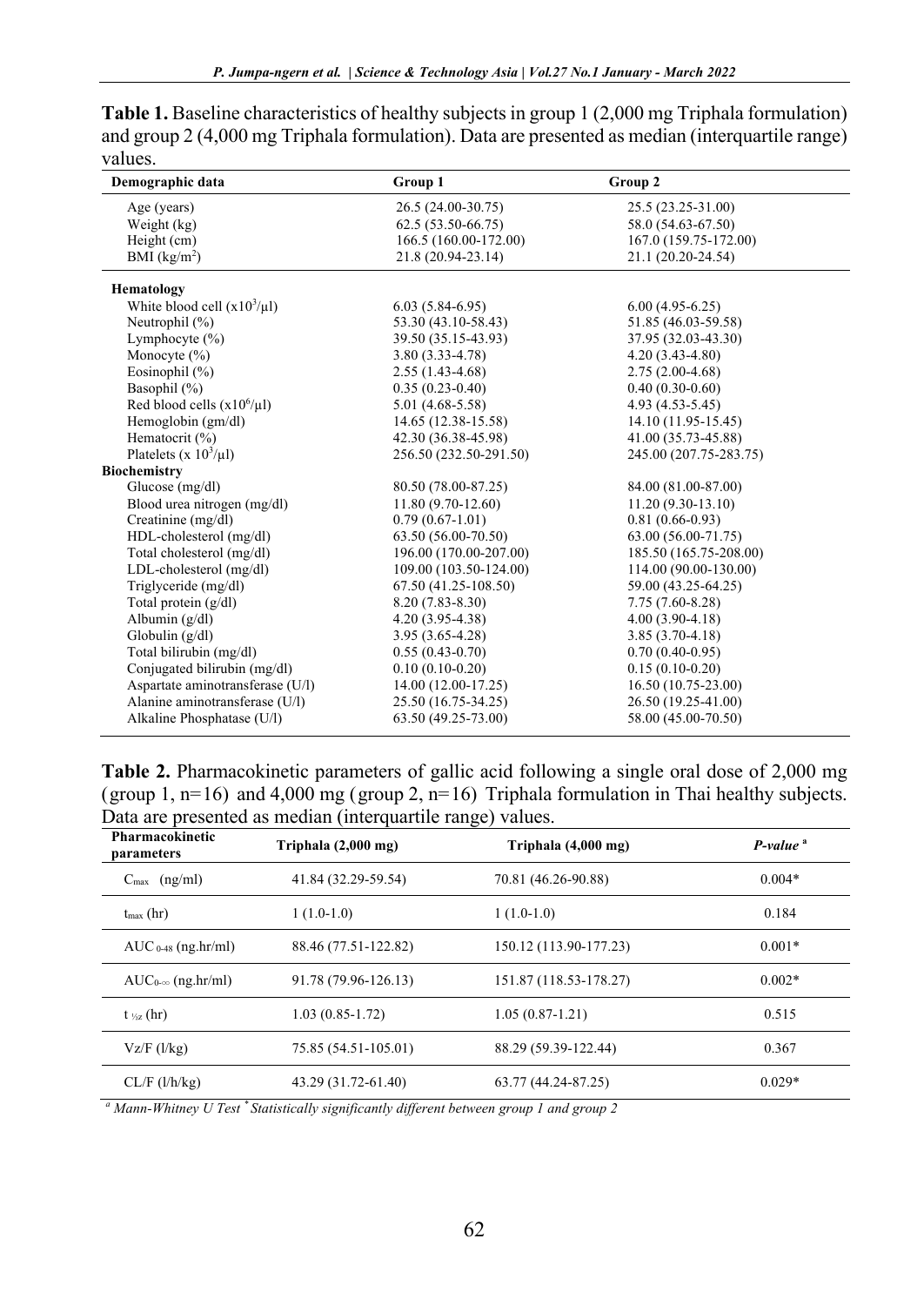**Table 1.** Baseline characteristics of healthy subjects in group 1 (2,000 mg Triphala formulation) and group 2 (4,000 mg Triphala formulation). Data are presented as median (interquartile range) values.

| Demographic data | Group 1 | Group 2 |
|---|---|---|
| Age (years) | 26.5 (24.00-30.75) | 25.5 (23.25-31.00) |
| Weight (kg) | 62.5 (53.50-66.75) | 58.0 (54.63-67.50) |
| Height (cm) | 166.5 (160.00-172.00) | 167.0 (159.75-172.00) |
| BMI ($kg/m^2$) | 21.8 (20.94-23.14) | 21.1 (20.20-24.54) |
| **Hematology** | | |
| White blood cell ($x10^3/\mu l$) | 6.03 (5.84-6.95) | 6.00 (4.95-6.25) |
| Neutrophil (%) | 53.30 (43.10-58.43) | 51.85 (46.03-59.58) |
| Lymphocyte (%) | 39.50 (35.15-43.93) | 37.95 (32.03-43.30) |
| Monocyte (%) | 3.80 (3.33-4.78) | 4.20 (3.43-4.80) |
| Eosinophil (%) | 2.55 (1.43-4.68) | 2.75 (2.00-4.68) |
| Basophil (%) | 0.35 (0.23-0.40) | 0.40 (0.30-0.60) |
| Red blood cells ($x10^6/\mu l$) | 5.01 (4.68-5.58) | 4.93 (4.53-5.45) |
| Hemoglobin (gm/dl) | 14.65 (12.38-15.58) | 14.10 (11.95-15.45) |
| Hematocrit (%) | 42.30 (36.38-45.98) | 41.00 (35.73-45.88) |
| Platelets ($x\ 10^3/\mu l$) | 256.50 (232.50-291.50) | 245.00 (207.75-283.75) |
| **Biochemistry** | | |
| Glucose (mg/dl) | 80.50 (78.00-87.25) | 84.00 (81.00-87.00) |
| Blood urea nitrogen (mg/dl) | 11.80 (9.70-12.60) | 11.20 (9.30-13.10) |
| Creatinine (mg/dl) | 0.79 (0.67-1.01) | 0.81 (0.66-0.93) |
| HDL-cholesterol (mg/dl) | 63.50 (56.00-70.50) | 63.00 (56.00-71.75) |
| Total cholesterol (mg/dl) | 196.00 (170.00-207.00) | 185.50 (165.75-208.00) |
| LDL-cholesterol (mg/dl) | 109.00 (103.50-124.00) | 114.00 (90.00-130.00) |
| Triglyceride (mg/dl) | 67.50 (41.25-108.50) | 59.00 (43.25-64.25) |
| Total protein (g/dl) | 8.20 (7.83-8.30) | 7.75 (7.60-8.28) |
| Albumin (g/dl) | 4.20 (3.95-4.38) | 4.00 (3.90-4.18) |
| Globulin (g/dl) | 3.95 (3.65-4.28) | 3.85 (3.70-4.18) |
| Total bilirubin (mg/dl) | 0.55 (0.43-0.70) | 0.70 (0.40-0.95) |
| Conjugated bilirubin (mg/dl) | 0.10 (0.10-0.20) | 0.15 (0.10-0.20) |
| Aspartate aminotransferase (U/l) | 14.00 (12.00-17.25) | 16.50 (10.75-23.00) |
| Alanine aminotransferase (U/l) | 25.50 (16.75-34.25) | 26.50 (19.25-41.00) |
| Alkaline Phosphatase (U/l) | 63.50 (49.25-73.00) | 58.00 (45.00-70.50) |

**Table 2.** Pharmacokinetic parameters of gallic acid following a single oral dose of 2,000 mg (group 1, n=16) and 4,000 mg (group 2, n=16) Triphala formulation in Thai healthy subjects. Data are presented as median (interquartile range) values.

| Pharmacokinetic parameters | Triphala (2,000 mg) | Triphala (4,000 mg) | *P-value* [a] |
|---|---|---|---|
| $C_{max}$ (ng/ml) | 41.84 (32.29-59.54) | 70.81 (46.26-90.88) | 0.004* |
| $t_{max}$ (hr) | 1 (1.0-1.0) | 1 (1.0-1.0) | 0.184 |
| $AUC_{0\text{-}48}$ (ng.hr/ml) | 88.46 (77.51-122.82) | 150.12 (113.90-177.23) | 0.001* |
| $AUC_{0\text{-}\infty}$ (ng.hr/ml) | 91.78 (79.96-126.13) | 151.87 (118.53-178.27) | 0.002* |
| $t_{\frac{1}{2}z}$ (hr) | 1.03 (0.85-1.72) | 1.05 (0.87-1.21) | 0.515 |
| Vz/F (l/kg) | 75.85 (54.51-105.01) | 88.29 (59.39-122.44) | 0.367 |
| CL/F (l/h/kg) | 43.29 (31.72-61.40) | 63.77 (44.24-87.25) | 0.029* |

*[a] Mann-Whitney U Test \* Statistically significantly different between group 1 and group 2*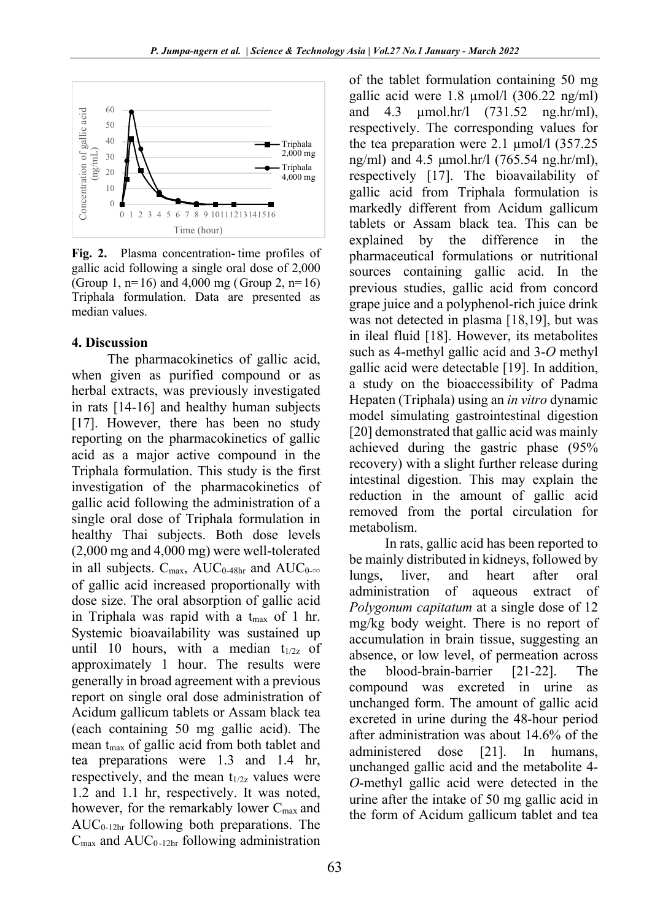Fig. 2. Plasma concentration-time profiles of gallic acid following a single oral dose of 2,000 (Group 1, n=16) and 4,000 mg (Group 2, n=16) Triphala formulation. Data are presented as median values.

## 4. Discussion

The pharmacokinetics of gallic acid, when given as purified compound or as herbal extracts, was previously investigated in rats [14-16] and healthy human subjects [17]. However, there has been no study reporting on the pharmacokinetics of gallic acid as a major active compound in the Triphala formulation. This study is the first investigation of the pharmacokinetics of gallic acid following the administration of a single oral dose of Triphala formulation in healthy Thai subjects. Both dose levels (2,000 mg and 4,000 mg) were well-tolerated in all subjects. $C_{max}$, $AUC_{0\text{-}48hr}$ and $AUC_{0\text{-}\infty}$ of gallic acid increased proportionally with dose size. The oral absorption of gallic acid in Triphala was rapid with a $t_{max}$ of 1 hr. Systemic bioavailability was sustained up until 10 hours, with a median $t_{1/2z}$ of approximately 1 hour. The results were generally in broad agreement with a previous report on single oral dose administration of Acidum gallicum tablets or Assam black tea (each containing 50 mg gallic acid). The mean $t_{max}$ of gallic acid from both tablet and tea preparations were 1.3 and 1.4 hr, respectively, and the mean $t_{1/2z}$ values were 1.2 and 1.1 hr, respectively. It was noted, however, for the remarkably lower $C_{max}$ and $AUC_{0\text{-}12hr}$ following both preparations. The $C_{max}$ and $AUC_{0\text{-}12hr}$ following administration of the tablet formulation containing 50 mg gallic acid were 1.8 µmol/l (306.22 ng/ml) and 4.3 µmol.hr/l (731.52 ng.hr/ml), respectively. The corresponding values for the tea preparation were 2.1 µmol/l (357.25 ng/ml) and 4.5 µmol.hr/l (765.54 ng.hr/ml), respectively [17]. The bioavailability of gallic acid from Triphala formulation is markedly different from Acidum gallicum tablets or Assam black tea. This can be explained by the difference in the pharmaceutical formulations or nutritional sources containing gallic acid. In the previous studies, gallic acid from concord grape juice and a polyphenol-rich juice drink was not detected in plasma [18,19], but was in ileal fluid [18]. However, its metabolites such as 4-methyl gallic acid and 3-*O* methyl gallic acid were detectable [19]. In addition, a study on the bioaccessibility of Padma Hepaten (Triphala) using an *in vitro* dynamic model simulating gastrointestinal digestion [20] demonstrated that gallic acid was mainly achieved during the gastric phase (95% recovery) with a slight further release during intestinal digestion. This may explain the reduction in the amount of gallic acid removed from the portal circulation for metabolism.

In rats, gallic acid has been reported to be mainly distributed in kidneys, followed by lungs, liver, and heart after oral administration of aqueous extract of *Polygonum capitatum* at a single dose of 12 mg/kg body weight. There is no report of accumulation in brain tissue, suggesting an absence, or low level, of permeation across the blood-brain-barrier [21-22]. The compound was excreted in urine as unchanged form. The amount of gallic acid excreted in urine during the 48-hour period after administration was about 14.6% of the administered dose [21]. In humans, unchanged gallic acid and the metabolite 4-*O*-methyl gallic acid were detected in the urine after the intake of 50 mg gallic acid in the form of Acidum gallicum tablet and tea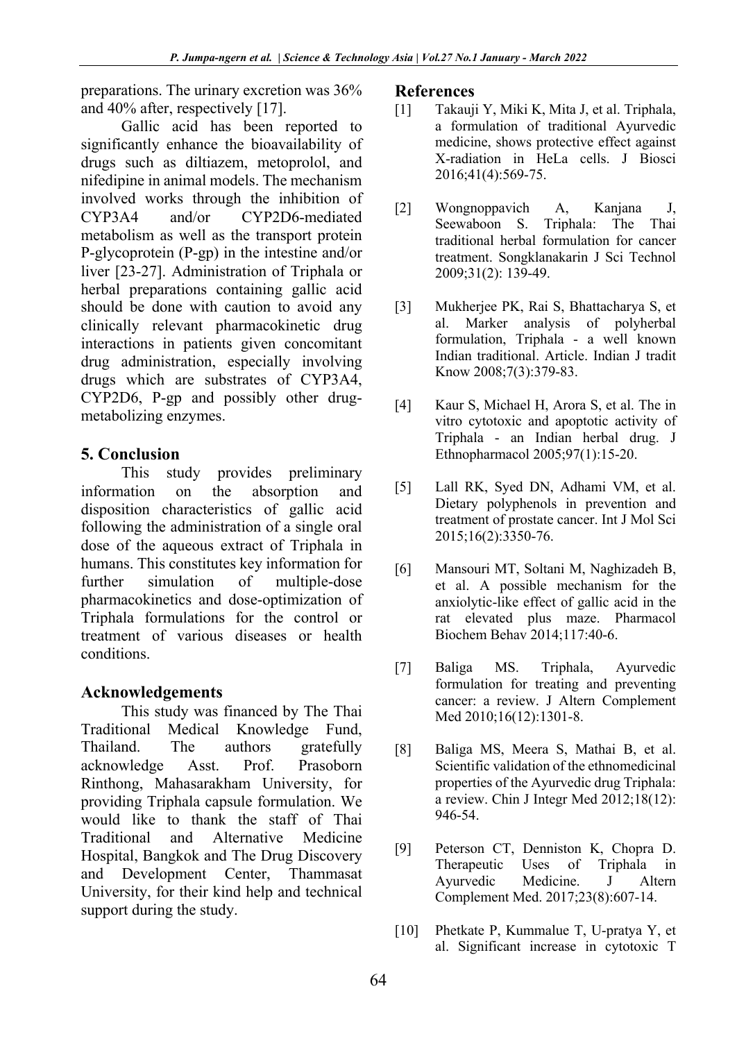preparations. The urinary excretion was 36% and 40% after, respectively [17].

Gallic acid has been reported to significantly enhance the bioavailability of drugs such as diltiazem, metoprolol, and nifedipine in animal models. The mechanism involved works through the inhibition of CYP3A4 and/or CYP2D6-mediated metabolism as well as the transport protein P-glycoprotein (P-gp) in the intestine and/or liver [23-27]. Administration of Triphala or herbal preparations containing gallic acid should be done with caution to avoid any clinically relevant pharmacokinetic drug interactions in patients given concomitant drug administration, especially involving drugs which are substrates of CYP3A4, CYP2D6, P-gp and possibly other drug-metabolizing enzymes.

## 5. Conclusion

This study provides preliminary information on the absorption and disposition characteristics of gallic acid following the administration of a single oral dose of the aqueous extract of Triphala in humans. This constitutes key information for further simulation of multiple-dose pharmacokinetics and dose-optimization of Triphala formulations for the control or treatment of various diseases or health conditions.

## Acknowledgements

This study was financed by The Thai Traditional Medical Knowledge Fund, Thailand. The authors gratefully acknowledge Asst. Prof. Prasoborn Rinthong, Mahasarakham University, for providing Triphala capsule formulation. We would like to thank the staff of Thai Traditional and Alternative Medicine Hospital, Bangkok and The Drug Discovery and Development Center, Thammasat University, for their kind help and technical support during the study.

## References

[1] Takauji Y, Miki K, Mita J, et al. Triphala, a formulation of traditional Ayurvedic medicine, shows protective effect against X-radiation in HeLa cells. J Biosci 2016;41(4):569-75.

[2] Wongnoppavich A, Kanjana J, Seewaboon S. Triphala: The Thai traditional herbal formulation for cancer treatment. Songklanakarin J Sci Technol 2009;31(2): 139-49.

[3] Mukherjee PK, Rai S, Bhattacharya S, et al. Marker analysis of polyherbal formulation, Triphala - a well known Indian traditional. Article. Indian J tradit Know 2008;7(3):379-83.

[4] Kaur S, Michael H, Arora S, et al. The in vitro cytotoxic and apoptotic activity of Triphala - an Indian herbal drug. J Ethnopharmacol 2005;97(1):15-20.

[5] Lall RK, Syed DN, Adhami VM, et al. Dietary polyphenols in prevention and treatment of prostate cancer. Int J Mol Sci 2015;16(2):3350-76.

[6] Mansouri MT, Soltani M, Naghizadeh B, et al. A possible mechanism for the anxiolytic-like effect of gallic acid in the rat elevated plus maze. Pharmacol Biochem Behav 2014;117:40-6.

[7] Baliga MS. Triphala, Ayurvedic formulation for treating and preventing cancer: a review. J Altern Complement Med 2010;16(12):1301-8.

[8] Baliga MS, Meera S, Mathai B, et al. Scientific validation of the ethnomedicinal properties of the Ayurvedic drug Triphala: a review. Chin J Integr Med 2012;18(12): 946-54.

[9] Peterson CT, Denniston K, Chopra D. Therapeutic Uses of Triphala in Ayurvedic Medicine. J Altern Complement Med. 2017;23(8):607-14.

[10] Phetkate P, Kummalue T, U-pratya Y, et al. Significant increase in cytotoxic T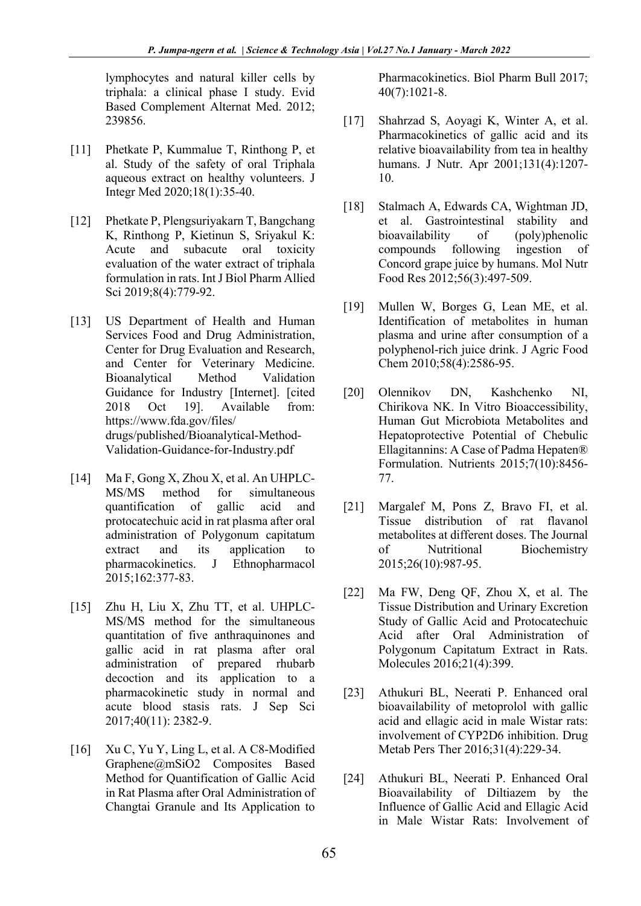lymphocytes and natural killer cells by triphala: a clinical phase I study. Evid Based Complement Alternat Med. 2012; 239856.

[11] Phetkate P, Kummalue T, Rinthong P, et al. Study of the safety of oral Triphala aqueous extract on healthy volunteers. J Integr Med 2020;18(1):35-40.

[12] Phetkate P, Plengsuriyakarn T, Bangchang K, Rinthong P, Kietinun S, Sriyakul K: Acute and subacute oral toxicity evaluation of the water extract of triphala formulation in rats. Int J Biol Pharm Allied Sci 2019;8(4):779-92.

[13] US Department of Health and Human Services Food and Drug Administration, Center for Drug Evaluation and Research, and Center for Veterinary Medicine. Bioanalytical Method Validation Guidance for Industry [Internet]. [cited 2018 Oct 19]. Available from: https://www.fda.gov/files/drugs/published/Bioanalytical-Method-Validation-Guidance-for-Industry.pdf

[14] Ma F, Gong X, Zhou X, et al. An UHPLC-MS/MS method for simultaneous quantification of gallic acid and protocatechuic acid in rat plasma after oral administration of Polygonum capitatum extract and its application to pharmacokinetics. J Ethnopharmacol 2015;162:377-83.

[15] Zhu H, Liu X, Zhu TT, et al. UHPLC-MS/MS method for the simultaneous quantitation of five anthraquinones and gallic acid in rat plasma after oral administration of prepared rhubarb decoction and its application to a pharmacokinetic study in normal and acute blood stasis rats. J Sep Sci 2017;40(11): 2382-9.

[16] Xu C, Yu Y, Ling L, et al. A C8-Modified Graphene@mSiO2 Composites Based Method for Quantification of Gallic Acid in Rat Plasma after Oral Administration of Changtai Granule and Its Application to Pharmacokinetics. Biol Pharm Bull 2017; 40(7):1021-8.

[17] Shahrzad S, Aoyagi K, Winter A, et al. Pharmacokinetics of gallic acid and its relative bioavailability from tea in healthy humans. J Nutr. Apr 2001;131(4):1207-10.

[18] Stalmach A, Edwards CA, Wightman JD, et al. Gastrointestinal stability and bioavailability of (poly)phenolic compounds following ingestion of Concord grape juice by humans. Mol Nutr Food Res 2012;56(3):497-509.

[19] Mullen W, Borges G, Lean ME, et al. Identification of metabolites in human plasma and urine after consumption of a polyphenol-rich juice drink. J Agric Food Chem 2010;58(4):2586-95.

[20] Olennikov DN, Kashchenko NI, Chirikova NK. In Vitro Bioaccessibility, Human Gut Microbiota Metabolites and Hepatoprotective Potential of Chebulic Ellagitannins: A Case of Padma Hepaten® Formulation. Nutrients 2015;7(10):8456-77.

[21] Margalef M, Pons Z, Bravo FI, et al. Tissue distribution of rat flavanol metabolites at different doses. The Journal of Nutritional Biochemistry 2015;26(10):987-95.

[22] Ma FW, Deng QF, Zhou X, et al. The Tissue Distribution and Urinary Excretion Study of Gallic Acid and Protocatechuic Acid after Oral Administration of Polygonum Capitatum Extract in Rats. Molecules 2016;21(4):399.

[23] Athukuri BL, Neerati P. Enhanced oral bioavailability of metoprolol with gallic acid and ellagic acid in male Wistar rats: involvement of CYP2D6 inhibition. Drug Metab Pers Ther 2016;31(4):229-34.

[24] Athukuri BL, Neerati P. Enhanced Oral Bioavailability of Diltiazem by the Influence of Gallic Acid and Ellagic Acid in Male Wistar Rats: Involvement of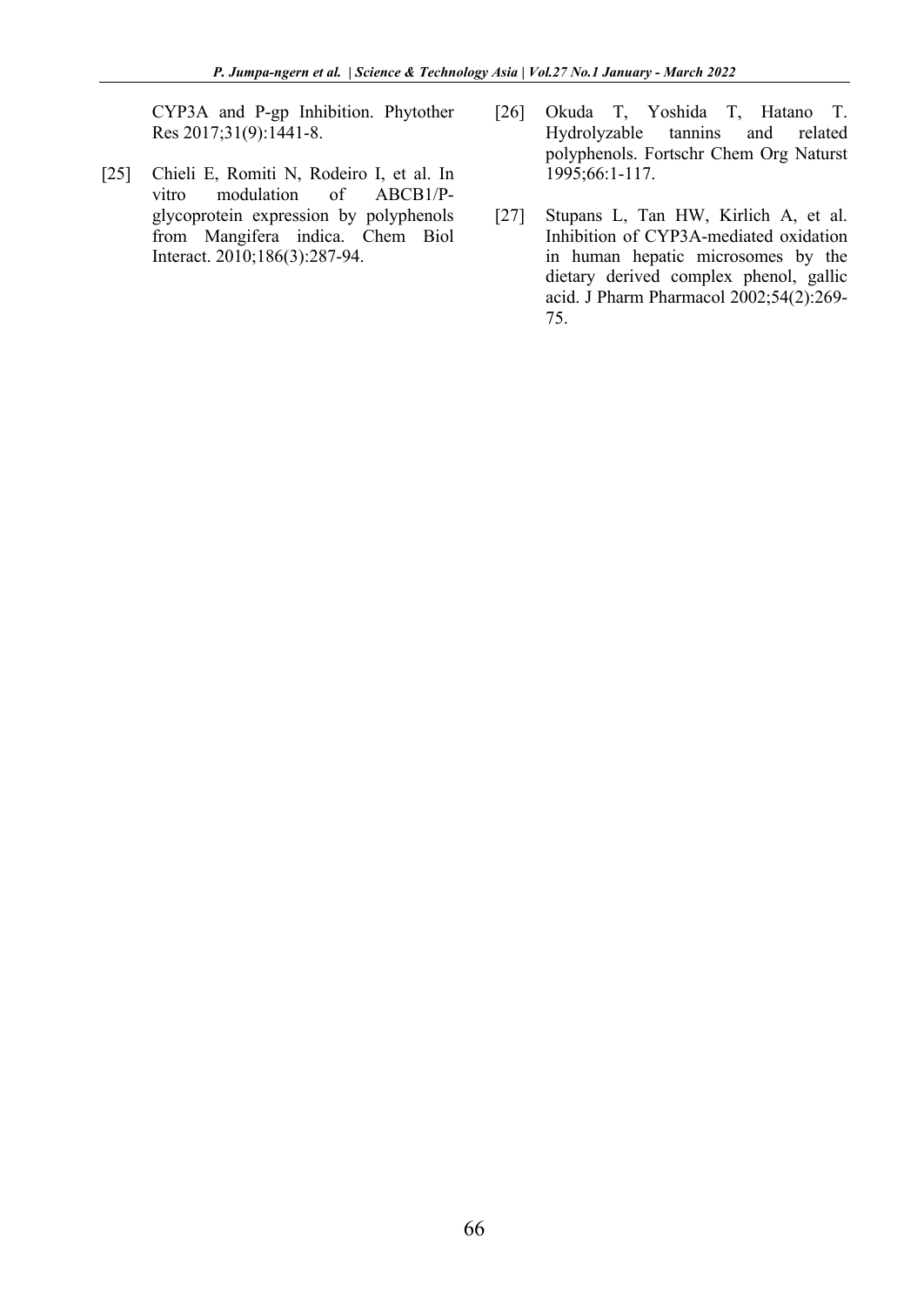CYP3A and P-gp Inhibition. Phytother Res 2017;31(9):1441-8.

[25] Chieli E, Romiti N, Rodeiro I, et al. In vitro modulation of ABCB1/P-glycoprotein expression by polyphenols from Mangifera indica. Chem Biol Interact. 2010;186(3):287-94.

[26] Okuda T, Yoshida T, Hatano T. Hydrolyzable tannins and related polyphenols. Fortschr Chem Org Naturst 1995;66:1-117.

[27] Stupans L, Tan HW, Kirlich A, et al. Inhibition of CYP3A-mediated oxidation in human hepatic microsomes by the dietary derived complex phenol, gallic acid. J Pharm Pharmacol 2002;54(2):269-75.